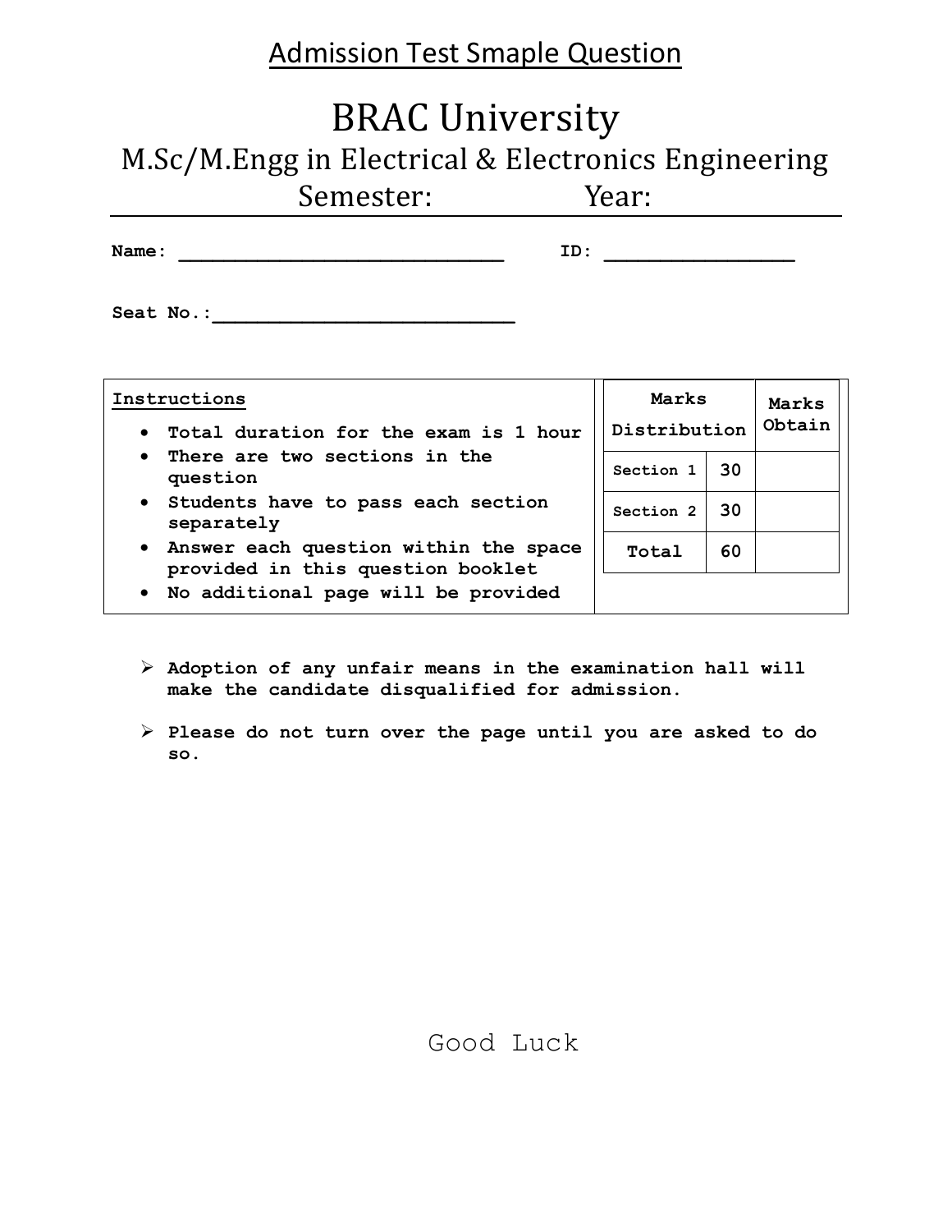<u>Admission Test Smaple Question</u>

# BRAC University

## M.Sc/M.Engg in Electrical & Electronics Engineering

Semester: Year:

---

**Name:** ____________________________ **ID:** ________________

**Seat No.:**__________________________

**<u>Instructions</u>**

- **Total duration for the exam is 1 hour**
- **There are two sections in the question**
- **Students have to pass each section separately**
- **Answer each question within the space provided in this question booklet**
- **No additional page will be provided**

| Marks Distribution | | Marks Obtain |
|---|---|---|
| Section 1 | 30 | |
| Section 2 | 30 | |
| Total | 60 | |

- ➢ **Adoption of any unfair means in the examination hall will make the candidate disqualified for admission.**
- ➢ **Please do not turn over the page until you are asked to do so.**

Good Luck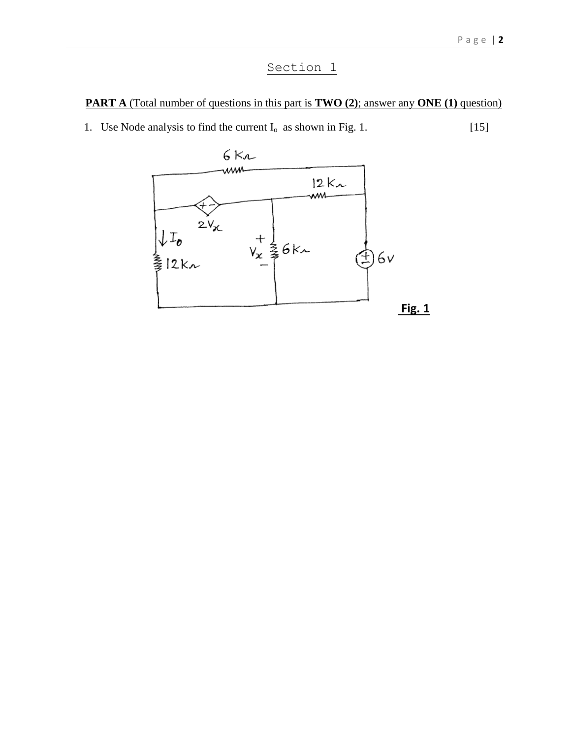## Section 1

**PART A** (Total number of questions in this part is **TWO (2)**; answer any **ONE (1)** question)

1. Use Node analysis to find the current $I_o$ as shown in Fig. 1. [15]

**Fig. 1**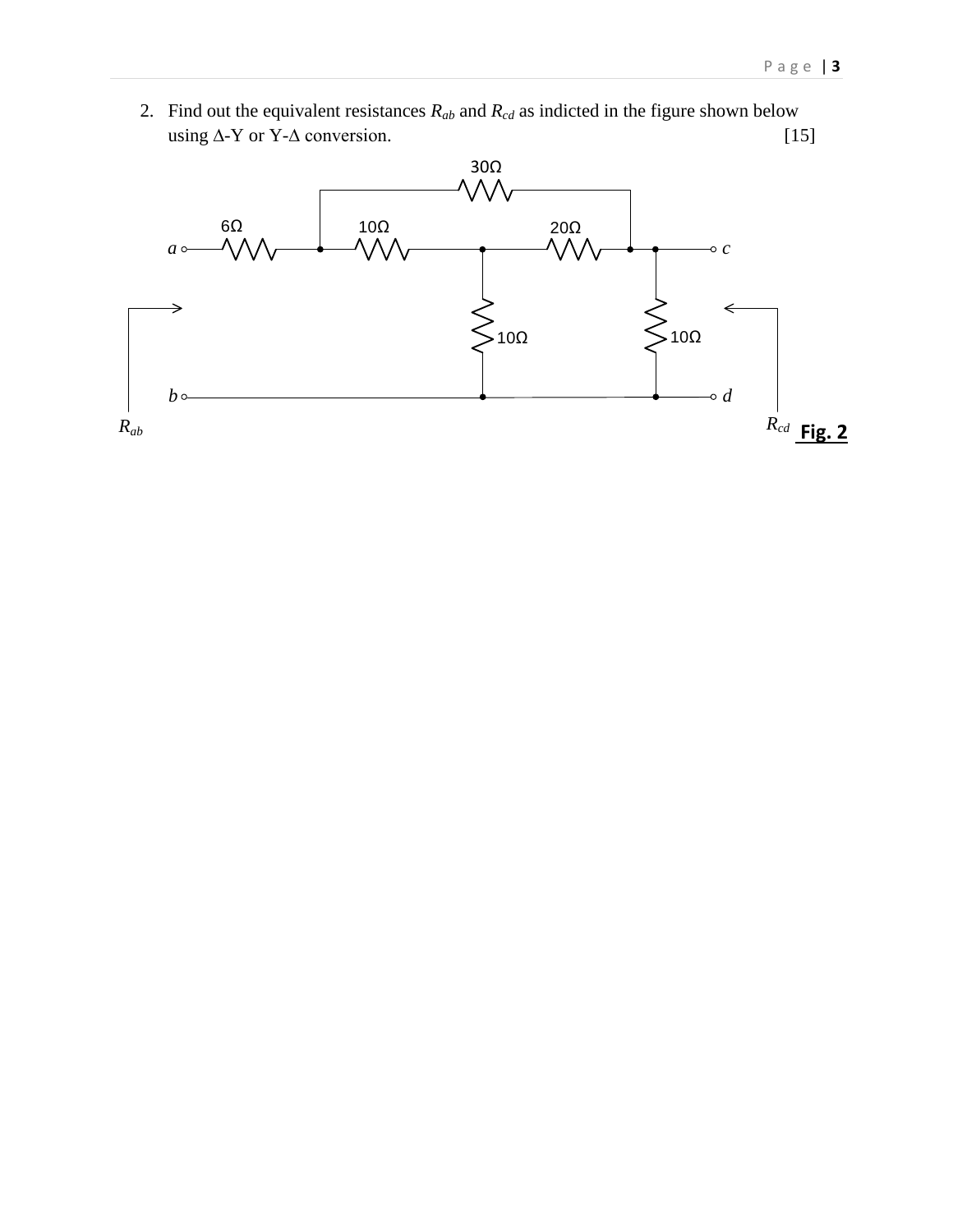2. Find out the equivalent resistances $R_{ab}$ and $R_{cd}$ as indicted in the figure shown below using Δ-Y or Y-Δ conversion. [15]

Fig. 2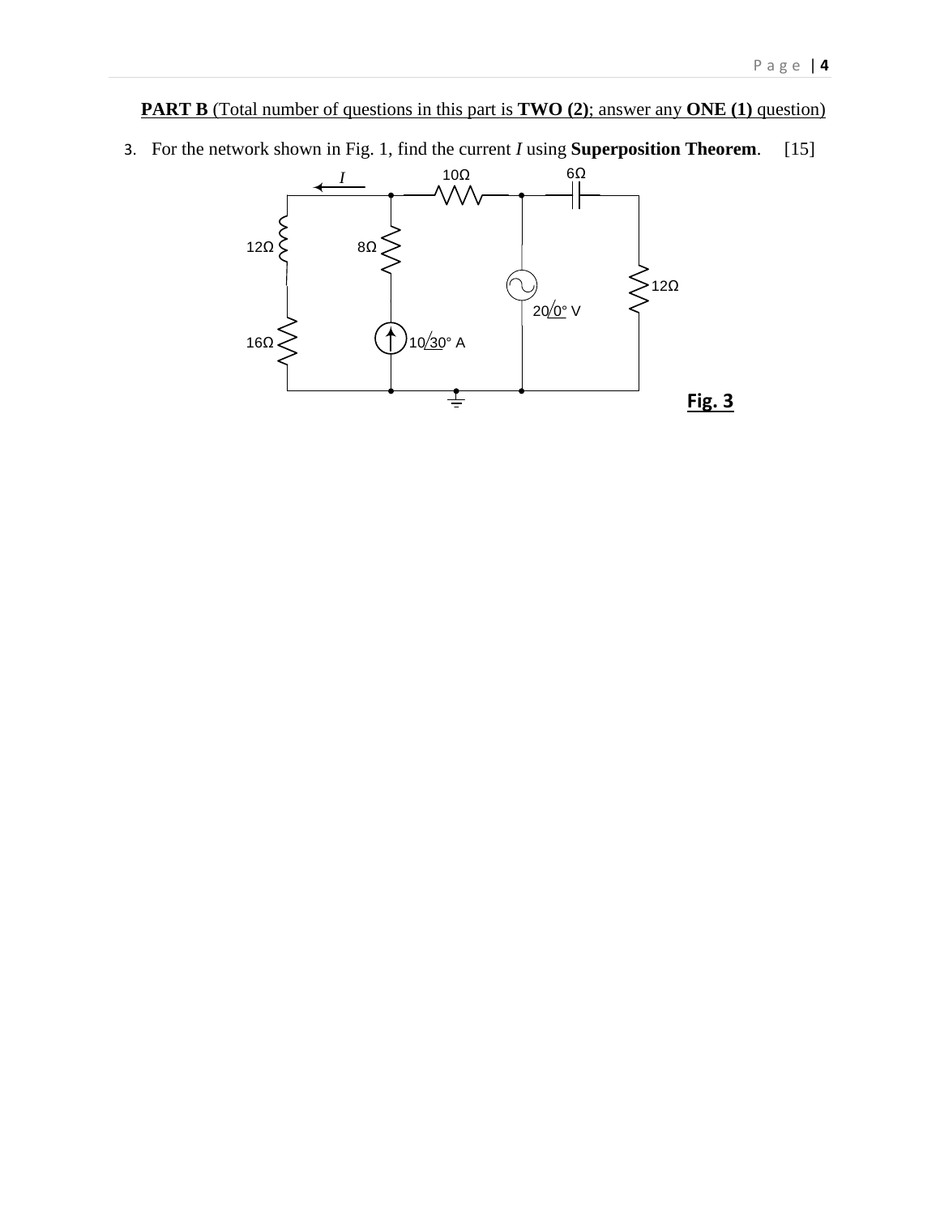**PART B** (Total number of questions in this part is **TWO (2)**; answer any **ONE (1)** question)

3. For the network shown in Fig. 1, find the current $I$ using **Superposition Theorem**. [15]

$I$ 10Ω 6Ω

12Ω 8Ω 12Ω

$20\angle 0°$ V

16Ω $10\angle 30°$ A

**Fig. 3**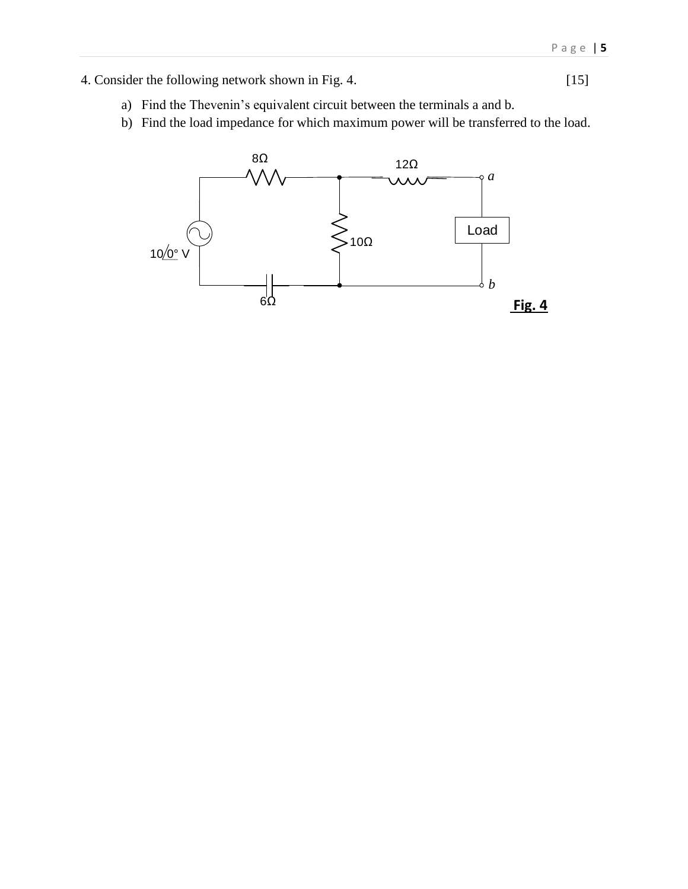4. Consider the following network shown in Fig. 4. [15]

a) Find the Thevenin's equivalent circuit between the terminals a and b.

b) Find the load impedance for which maximum power will be transferred to the load.

8Ω

12Ω

*a*

Load

10Ω

10/0° V

*b*

6Ω

**Fig. 4**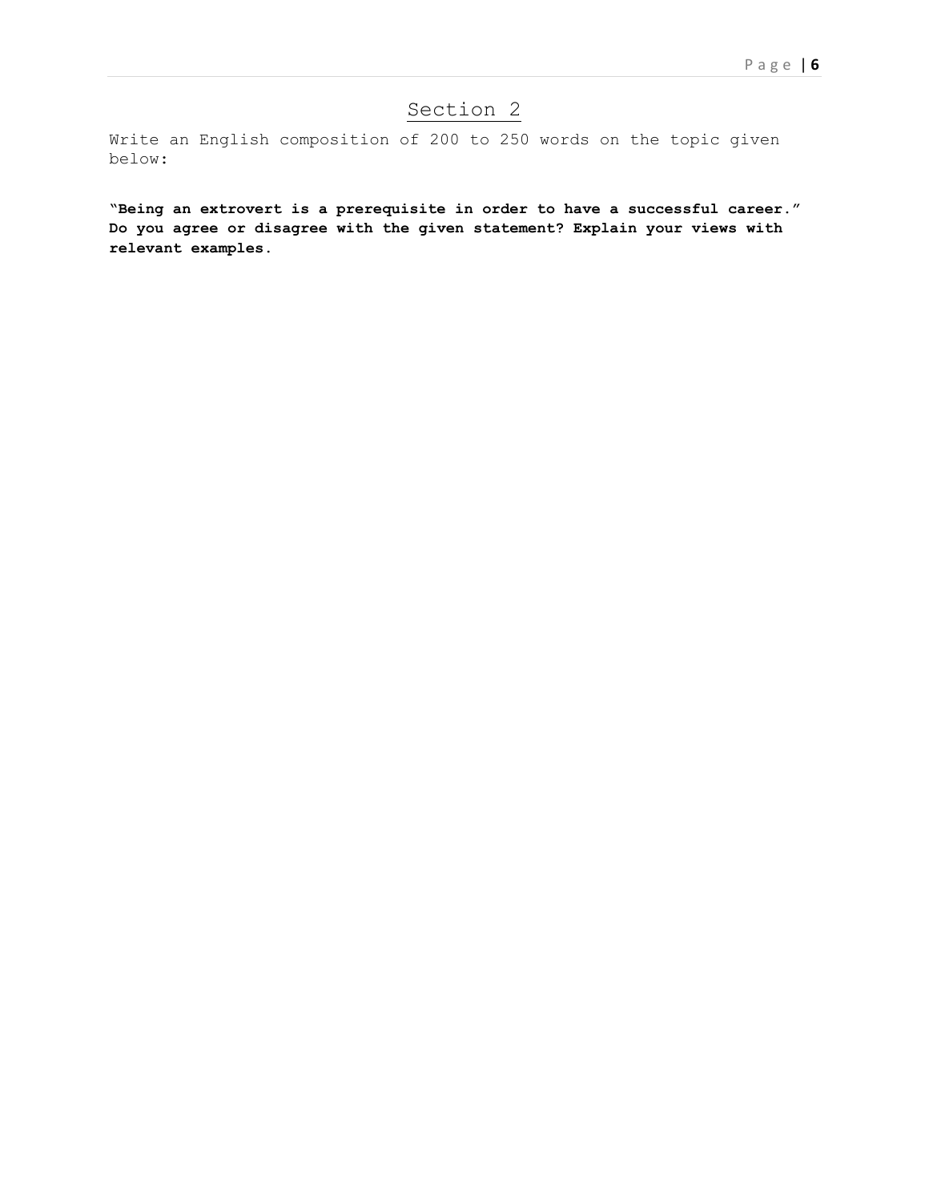## Section 2

Write an English composition of 200 to 250 words on the topic given below:

**"Being an extrovert is a prerequisite in order to have a successful career." Do you agree or disagree with the given statement? Explain your views with relevant examples.**